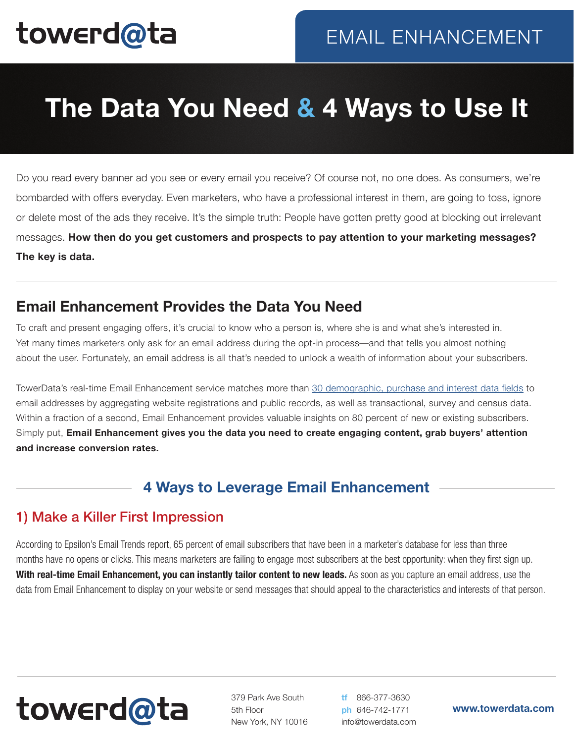towerd@ta

EMAIL ENHANCEMENT

# The Data You Need & 4 Ways to Use It

Do you read every banner ad you see or every email you receive? Of course not, no one does. As consumers, we're bombarded with offers everyday. Even marketers, who have a professional interest in them, are going to toss, ignore or delete most of the ads they receive. It's the simple truth: People have gotten pretty good at blocking out irrelevant messages. **How then do you get customers and prospects to pay attention to your marketing messages? The key is data.**

## Email Enhancement Provides the Data You Need

To craft and present engaging offers, it's crucial to know who a person is, where she is and what she's interested in. Yet many times marketers only ask for an email address during the opt-in process—and that tells you almost nothing about the user. Fortunately, an email address is all that's needed to unlock a wealth of information about your subscribers.

TowerData's real-time Email Enhancement service matches more than 30 demographic, purchase and interest data fields to email addresses by aggregating website registrations and public records, as well as transactional, survey and census data. Within a fraction of a second, Email Enhancement provides valuable insights on 80 percent of new or existing subscribers. Simply put, **Email Enhancement gives you the data you need to create engaging content, grab buyers' attention and increase conversion rates.**

## 4 Ways to Leverage Email Enhancement

### 1) Make a Killer First Impression

According to Epsilon's Email Trends report, 65 percent of email subscribers that have been in a marketer's database for less than three months have no opens or clicks. This means marketers are failing to engage most subscribers at the best opportunity: when they first sign up. **With real-time Email Enhancement, you can instantly tailor content to new leads.** As soon as you capture an email address, use the data from Email Enhancement to display on your website or send messages that should appeal to the characteristics and interests of that person.

towerd@ta

379 Park Ave South
5th Floor
New York, NY 10016

tf 866-377-3630
ph 646-742-1771
info@towerdata.com

www.towerdata.com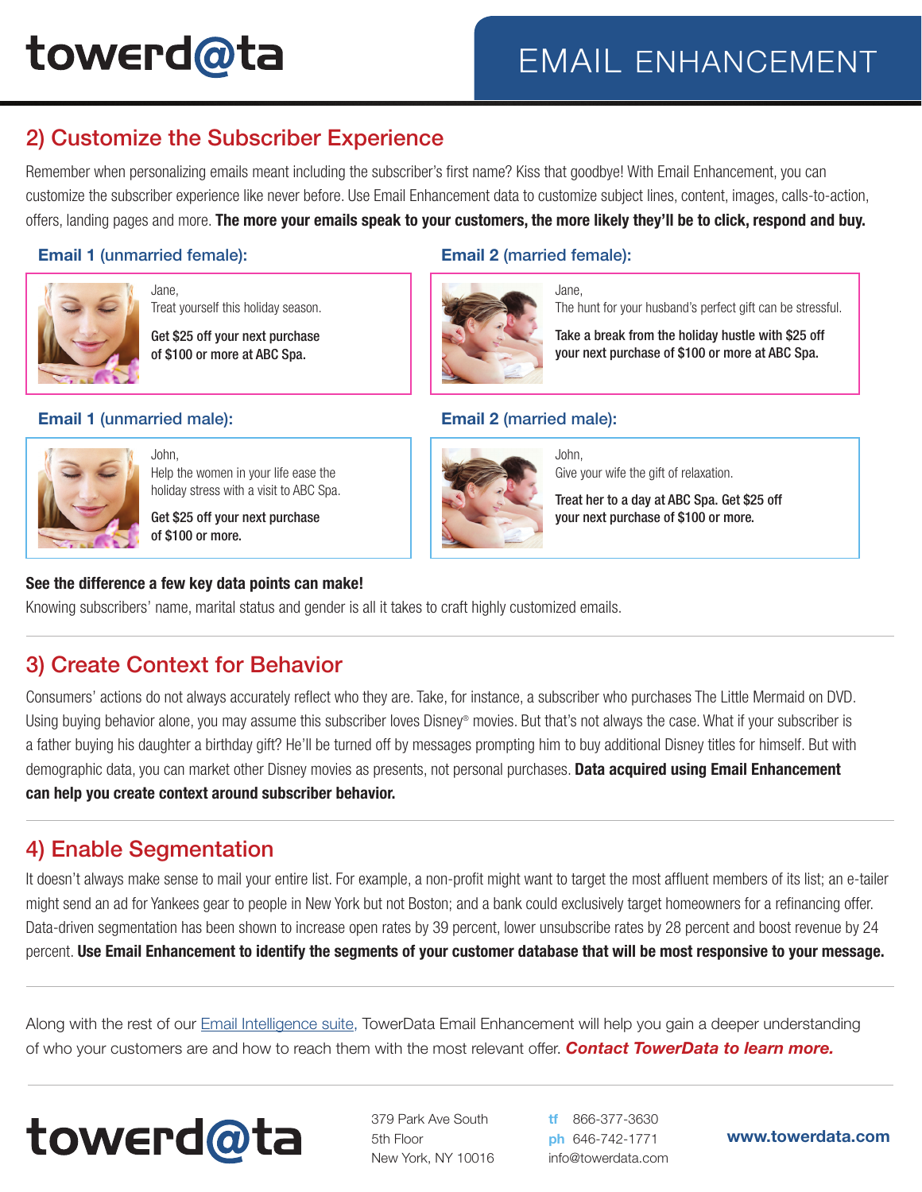# towerd@ta

## EMAIL ENHANCEMENT

## 2) Customize the Subscriber Experience

Remember when personalizing emails meant including the subscriber's first name? Kiss that goodbye! With Email Enhancement, you can customize the subscriber experience like never before. Use Email Enhancement data to customize subject lines, content, images, calls-to-action, offers, landing pages and more. **The more your emails speak to your customers, the more likely they'll be to click, respond and buy.**

**Email 1** (unmarried female):

Jane,
Treat yourself this holiday season.

Get $25 off your next purchase of $100 or more at ABC Spa.

**Email 2** (married female):

Jane,
The hunt for your husband's perfect gift can be stressful.

Take a break from the holiday hustle with $25 off your next purchase of $100 or more at ABC Spa.

**Email 1** (unmarried male):

John,
Help the women in your life ease the holiday stress with a visit to ABC Spa.

Get $25 off your next purchase of $100 or more.

**Email 2** (married male):

John,
Give your wife the gift of relaxation.

Treat her to a day at ABC Spa. Get $25 off your next purchase of $100 or more.

**See the difference a few key data points can make!**

Knowing subscribers' name, marital status and gender is all it takes to craft highly customized emails.

## 3) Create Context for Behavior

Consumers' actions do not always accurately reflect who they are. Take, for instance, a subscriber who purchases The Little Mermaid on DVD. Using buying behavior alone, you may assume this subscriber loves Disney® movies. But that's not always the case. What if your subscriber is a father buying his daughter a birthday gift? He'll be turned off by messages prompting him to buy additional Disney titles for himself. But with demographic data, you can market other Disney movies as presents, not personal purchases. **Data acquired using Email Enhancement can help you create context around subscriber behavior.**

## 4) Enable Segmentation

It doesn't always make sense to mail your entire list. For example, a non-profit might want to target the most affluent members of its list; an e-tailer might send an ad for Yankees gear to people in New York but not Boston; and a bank could exclusively target homeowners for a refinancing offer. Data-driven segmentation has been shown to increase open rates by 39 percent, lower unsubscribe rates by 28 percent and boost revenue by 24 percent. **Use Email Enhancement to identify the segments of your customer database that will be most responsive to your message.**

Along with the rest of our Email Intelligence suite, TowerData Email Enhancement will help you gain a deeper understanding of who your customers are and how to reach them with the most relevant offer. ***Contact TowerData to learn more.***

towerd@ta

379 Park Ave South
5th Floor
New York, NY 10016

tf 866-377-3630
ph 646-742-1771
info@towerdata.com

www.towerdata.com